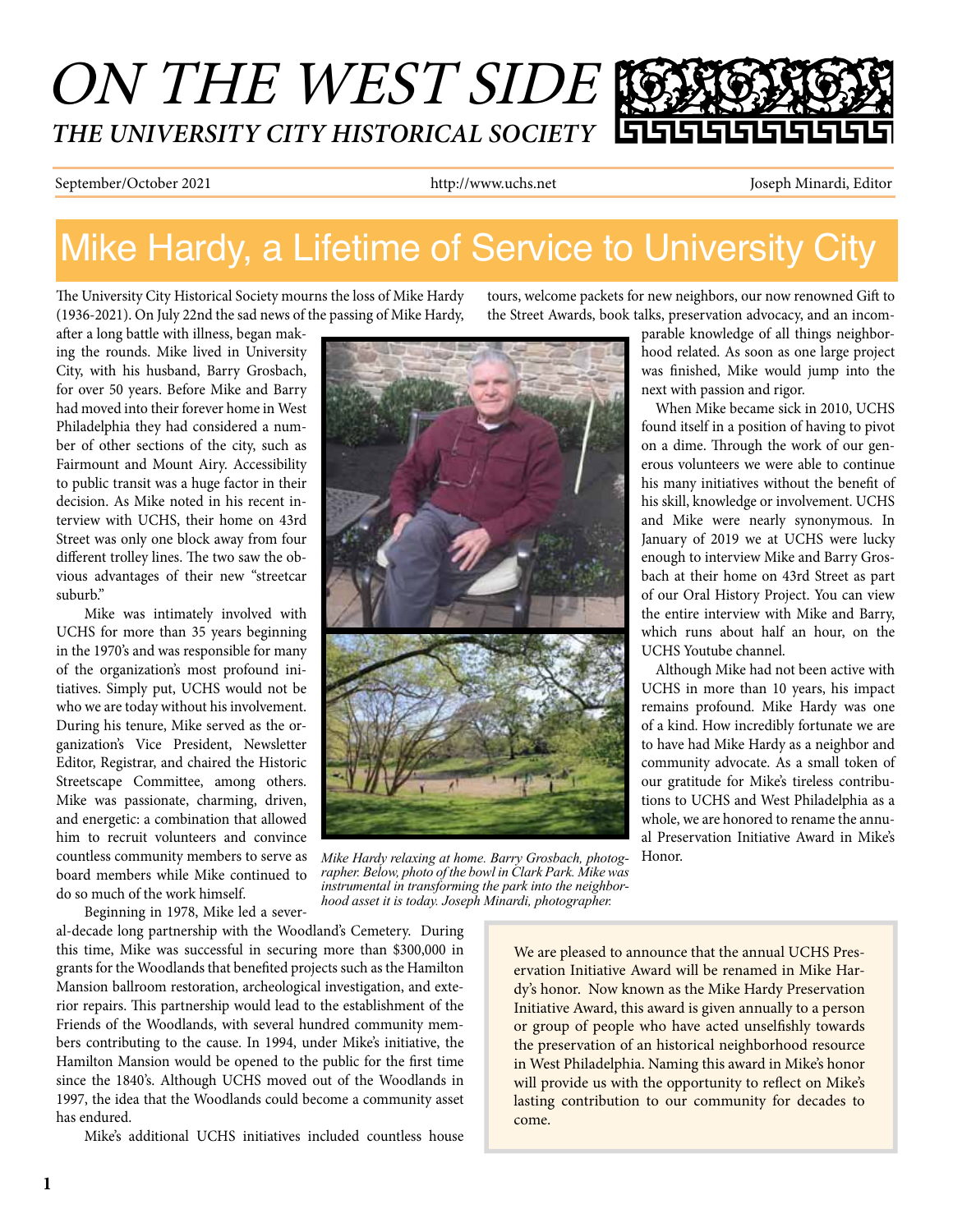# ON THE WEST SIDE

## THE UNIVERSITY CITY HISTORICAL SOCIETY

September/October 2021 | http://www.uchs.net | Joseph Minardi, Editor

# Mike Hardy, a Lifetime of Service to University City

The University City Historical Society mourns the loss of Mike Hardy (1936-2021). On July 22nd the sad news of the passing of Mike Hardy, after a long battle with illness, began making the rounds. Mike lived in University City, with his husband, Barry Grosbach, for over 50 years. Before Mike and Barry had moved into their forever home in West Philadelphia they had considered a number of other sections of the city, such as Fairmount and Mount Airy. Accessibility to public transit was a huge factor in their decision. As Mike noted in his recent interview with UCHS, their home on 43rd Street was only one block away from four different trolley lines. The two saw the obvious advantages of their new "streetcar suburb."

Mike was intimately involved with UCHS for more than 35 years beginning in the 1970's and was responsible for many of the organization's most profound initiatives. Simply put, UCHS would not be who we are today without his involvement. During his tenure, Mike served as the organization's Vice President, Newsletter Editor, Registrar, and chaired the Historic Streetscape Committee, among others. Mike was passionate, charming, driven, and energetic: a combination that allowed him to recruit volunteers and convince countless community members to serve as board members while Mike continued to do so much of the work himself.

Beginning in 1978, Mike led a several-decade long partnership with the Woodland's Cemetery. During this time, Mike was successful in securing more than $300,000 in grants for the Woodlands that benefited projects such as the Hamilton Mansion ballroom restoration, archeological investigation, and exterior repairs. This partnership would lead to the establishment of the Friends of the Woodlands, with several hundred community members contributing to the cause. In 1994, under Mike's initiative, the Hamilton Mansion would be opened to the public for the first time since the 1840's. Although UCHS moved out of the Woodlands in 1997, the idea that the Woodlands could become a community asset has endured.

Mike's additional UCHS initiatives included countless house tours, welcome packets for new neighbors, our now renowned Gift to the Street Awards, book talks, preservation advocacy, and an incomparable knowledge of all things neighborhood related. As soon as one large project was finished, Mike would jump into the next with passion and rigor.

When Mike became sick in 2010, UCHS found itself in a position of having to pivot on a dime. Through the work of our generous volunteers we were able to continue his many initiatives without the benefit of his skill, knowledge or involvement. UCHS and Mike were nearly synonymous. In January of 2019 we at UCHS were lucky enough to interview Mike and Barry Grosbach at their home on 43rd Street as part of our Oral History Project. You can view the entire interview with Mike and Barry, which runs about half an hour, on the UCHS Youtube channel.

Although Mike had not been active with UCHS in more than 10 years, his impact remains profound. Mike Hardy was one of a kind. How incredibly fortunate we are to have had Mike Hardy as a neighbor and community advocate. As a small token of our gratitude for Mike's tireless contributions to UCHS and West Philadelphia as a whole, we are honored to rename the annual Preservation Initiative Award in Mike's Honor.

*Mike Hardy relaxing at home. Barry Grosbach, photographer. Below, photo of the bowl in Clark Park. Mike was instrumental in transforming the park into the neighborhood asset it is today. Joseph Minardi, photographer.*

> We are pleased to announce that the annual UCHS Preservation Initiative Award will be renamed in Mike Hardy's honor. Now known as the Mike Hardy Preservation Initiative Award, this award is given annually to a person or group of people who have acted unselfishly towards the preservation of an historical neighborhood resource in West Philadelphia. Naming this award in Mike's honor will provide us with the opportunity to reflect on Mike's lasting contribution to our community for decades to come.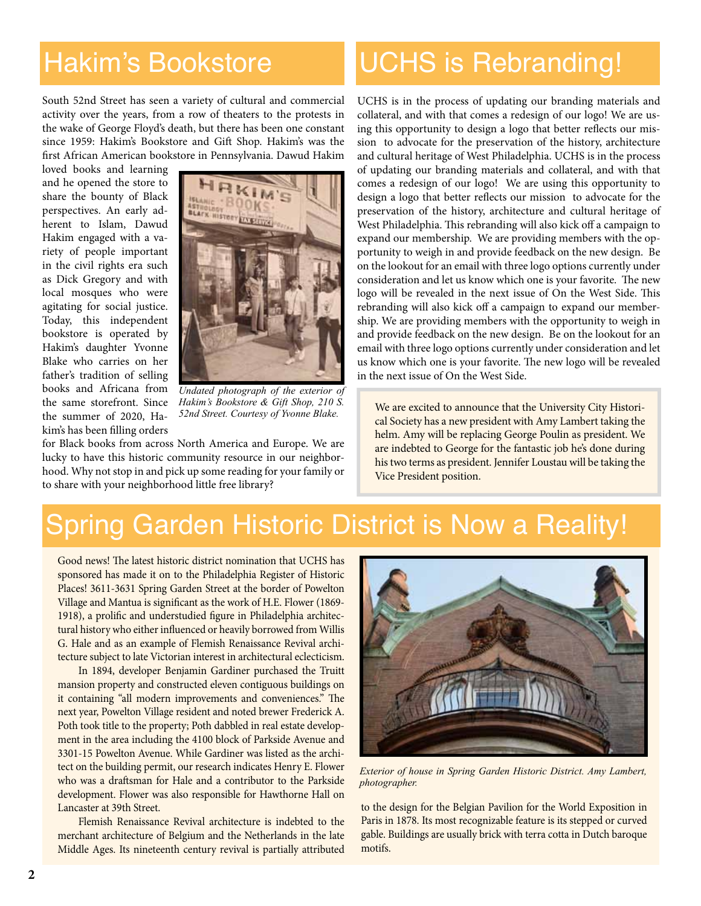# Hakim's Bookstore

South 52nd Street has seen a variety of cultural and commercial activity over the years, from a row of theaters to the protests in the wake of George Floyd's death, but there has been one constant since 1959: Hakim's Bookstore and Gift Shop. Hakim's was the first African American bookstore in Pennsylvania. Dawud Hakim loved books and learning and he opened the store to share the bounty of Black perspectives. An early adherent to Islam, Dawud Hakim engaged with a variety of people important in the civil rights era such as Dick Gregory and with local mosques who were agitating for social justice. Today, this independent bookstore is operated by Hakim's daughter Yvonne Blake who carries on her father's tradition of selling books and Africana from the same storefront. Since the summer of 2020, Hakim's has been filling orders for Black books from across North America and Europe. We are lucky to have this historic community resource in our neighborhood. Why not stop in and pick up some reading for your family or to share with your neighborhood little free library?

*Undated photograph of the exterior of Hakim's Bookstore & Gift Shop, 210 S. 52nd Street. Courtesy of Yvonne Blake.*

# UCHS is Rebranding!

UCHS is in the process of updating our branding materials and collateral, and with that comes a redesign of our logo! We are using this opportunity to design a logo that better reflects our mission to advocate for the preservation of the history, architecture and cultural heritage of West Philadelphia. UCHS is in the process of updating our branding materials and collateral, and with that comes a redesign of our logo! We are using this opportunity to design a logo that better reflects our mission to advocate for the preservation of the history, architecture and cultural heritage of West Philadelphia. This rebranding will also kick off a campaign to expand our membership. We are providing members with the opportunity to weigh in and provide feedback on the new design. Be on the lookout for an email with three logo options currently under consideration and let us know which one is your favorite. The new logo will be revealed in the next issue of On the West Side. This rebranding will also kick off a campaign to expand our membership. We are providing members with the opportunity to weigh in and provide feedback on the new design. Be on the lookout for an email with three logo options currently under consideration and let us know which one is your favorite. The new logo will be revealed in the next issue of On the West Side.

We are excited to announce that the University City Historical Society has a new president with Amy Lambert taking the helm. Amy will be replacing George Poulin as president. We are indebted to George for the fantastic job he's done during his two terms as president. Jennifer Loustau will be taking the Vice President position.

# Spring Garden Historic District is Now a Reality!

Good news! The latest historic district nomination that UCHS has sponsored has made it on to the Philadelphia Register of Historic Places! 3611-3631 Spring Garden Street at the border of Powelton Village and Mantua is significant as the work of H.E. Flower (1869-1918), a prolific and understudied figure in Philadelphia architectural history who either influenced or heavily borrowed from Willis G. Hale and as an example of Flemish Renaissance Revival architecture subject to late Victorian interest in architectural eclecticism.

In 1894, developer Benjamin Gardiner purchased the Truitt mansion property and constructed eleven contiguous buildings on it containing "all modern improvements and conveniences." The next year, Powelton Village resident and noted brewer Frederick A. Poth took title to the property; Poth dabbled in real estate development in the area including the 4100 block of Parkside Avenue and 3301-15 Powelton Avenue. While Gardiner was listed as the architect on the building permit, our research indicates Henry E. Flower who was a draftsman for Hale and a contributor to the Parkside development. Flower was also responsible for Hawthorne Hall on Lancaster at 39th Street.

Flemish Renaissance Revival architecture is indebted to the merchant architecture of Belgium and the Netherlands in the late Middle Ages. Its nineteenth century revival is partially attributed to the design for the Belgian Pavilion for the World Exposition in Paris in 1878. Its most recognizable feature is its stepped or curved gable. Buildings are usually brick with terra cotta in Dutch baroque motifs.

*Exterior of house in Spring Garden Historic District. Amy Lambert, photographer.*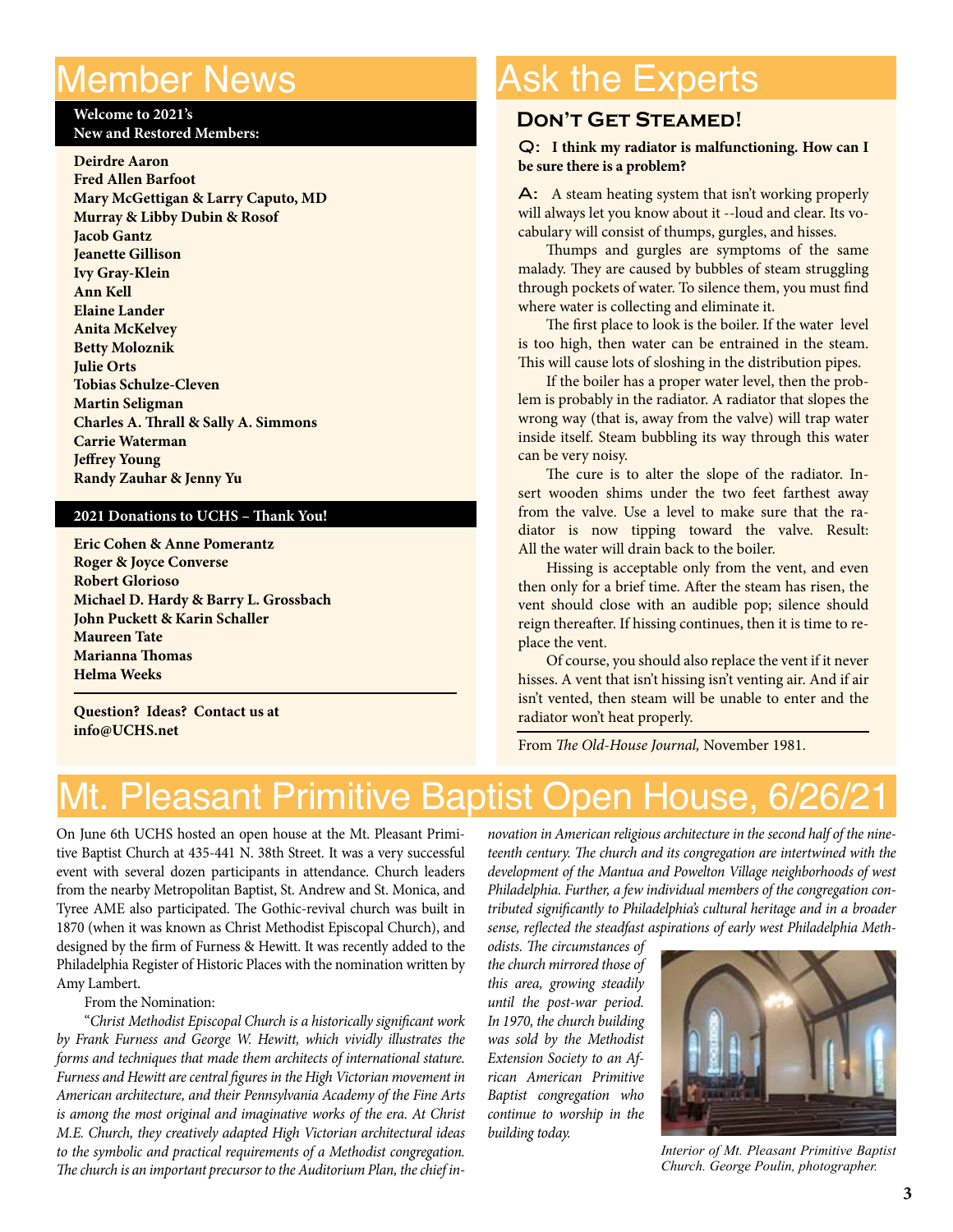# Member News

**Welcome to 2021's New and Restored Members:**

**Deirdre Aaron**
**Fred Allen Barfoot**
**Mary McGettigan & Larry Caputo, MD**
**Murray & Libby Dubin & Rosof**
**Jacob Gantz**
**Jeanette Gillison**
**Ivy Gray-Klein**
**Ann Kell**
**Elaine Lander**
**Anita McKelvey**
**Betty Moloznik**
**Julie Orts**
**Tobias Schulze-Cleven**
**Martin Seligman**
**Charles A. Thrall & Sally A. Simmons**
**Carrie Waterman**
**Jeffrey Young**
**Randy Zauhar & Jenny Yu**

**2021 Donations to UCHS – Thank You!**

**Eric Cohen & Anne Pomerantz**
**Roger & Joyce Converse**
**Robert Glorioso**
**Michael D. Hardy & Barry L. Grossbach**
**John Puckett & Karin Schaller**
**Maureen Tate**
**Marianna Thomas**
**Helma Weeks**

**Question? Ideas? Contact us at info@UCHS.net**

# Ask the Experts

## Don't Get Steamed!

**Q: I think my radiator is malfunctioning. How can I be sure there is a problem?**

**A:** A steam heating system that isn't working properly will always let you know about it --loud and clear. Its vocabulary will consist of thumps, gurgles, and hisses.

Thumps and gurgles are symptoms of the same malady. They are caused by bubbles of steam struggling through pockets of water. To silence them, you must find where water is collecting and eliminate it.

The first place to look is the boiler. If the water level is too high, then water can be entrained in the steam. This will cause lots of sloshing in the distribution pipes.

If the boiler has a proper water level, then the problem is probably in the radiator. A radiator that slopes the wrong way (that is, away from the valve) will trap water inside itself. Steam bubbling its way through this water can be very noisy.

The cure is to alter the slope of the radiator. Insert wooden shims under the two feet farthest away from the valve. Use a level to make sure that the radiator is now tipping toward the valve. Result: All the water will drain back to the boiler.

Hissing is acceptable only from the vent, and even then only for a brief time. After the steam has risen, the vent should close with an audible pop; silence should reign thereafter. If hissing continues, then it is time to replace the vent.

Of course, you should also replace the vent if it never hisses. A vent that isn't hissing isn't venting air. And if air isn't vented, then steam will be unable to enter and the radiator won't heat properly.

From *The Old-House Journal,* November 1981.

# Mt. Pleasant Primitive Baptist Open House, 6/26/21

On June 6th UCHS hosted an open house at the Mt. Pleasant Primitive Baptist Church at 435-441 N. 38th Street. It was a very successful event with several dozen participants in attendance. Church leaders from the nearby Metropolitan Baptist, St. Andrew and St. Monica, and Tyree AME also participated. The Gothic-revival church was built in 1870 (when it was known as Christ Methodist Episcopal Church), and designed by the firm of Furness & Hewitt. It was recently added to the Philadelphia Register of Historic Places with the nomination written by Amy Lambert.

From the Nomination:

"*Christ Methodist Episcopal Church is a historically significant work by Frank Furness and George W. Hewitt, which vividly illustrates the forms and techniques that made them architects of international stature. Furness and Hewitt are central figures in the High Victorian movement in American architecture, and their Pennsylvania Academy of the Fine Arts is among the most original and imaginative works of the era. At Christ M.E. Church, they creatively adapted High Victorian architectural ideas to the symbolic and practical requirements of a Methodist congregation. The church is an important precursor to the Auditorium Plan, the chief innovation in American religious architecture in the second half of the nineteenth century. The church and its congregation are intertwined with the development of the Mantua and Powelton Village neighborhoods of west Philadelphia. Further, a few individual members of the congregation contributed significantly to Philadelphia's cultural heritage and in a broader sense, reflected the steadfast aspirations of early west Philadelphia Methodists. The circumstances of the church mirrored those of this area, growing steadily until the post-war period. In 1970, the church building was sold by the Methodist Extension Society to an African American Primitive Baptist congregation who continue to worship in the building today.*

*Interior of Mt. Pleasant Primitive Baptist Church. George Poulin, photographer.*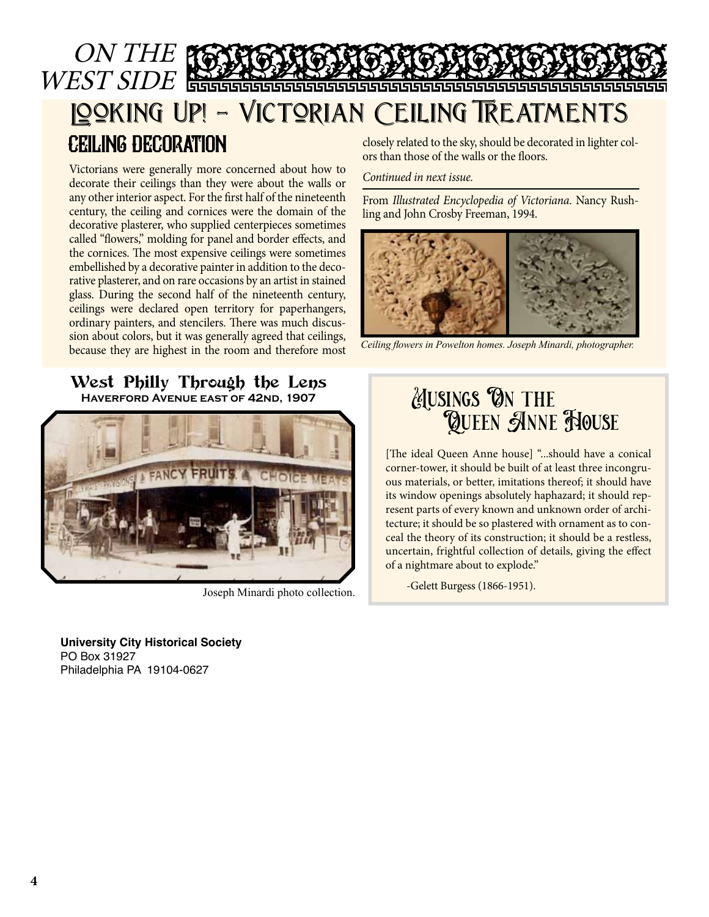# Looking Up! – Victorian Ceiling Treatments

## Ceiling Decoration

Victorians were generally more concerned about how to decorate their ceilings than they were about the walls or any other interior aspect. For the first half of the nineteenth century, the ceiling and cornices were the domain of the decorative plasterer, who supplied centerpieces sometimes called "flowers," molding for panel and border effects, and the cornices. The most expensive ceilings were sometimes embellished by a decorative painter in addition to the decorative plasterer, and on rare occasions by an artist in stained glass. During the second half of the nineteenth century, ceilings were declared open territory for paperhangers, ordinary painters, and stencilers. There was much discussion about colors, but it was generally agreed that ceilings, because they are highest in the room and therefore most closely related to the sky, should be decorated in lighter colors than those of the walls or the floors.

*Continued in next issue.*

From *Illustrated Encyclopedia of Victoriana*. Nancy Rushling and John Crosby Freeman, 1994.

*Ceiling flowers in Powelton homes. Joseph Minardi, photographer.*

## West Philly Through the Lens

**Haverford Avenue east of 42nd, 1907**

Joseph Minardi photo collection.

## Musings On the Queen Anne House

[The ideal Queen Anne house] "...should have a conical corner-tower, it should be built of at least three incongruous materials, or better, imitations thereof; it should have its window openings absolutely haphazard; it should represent parts of every known and unknown order of architecture; it should be so plastered with ornament as to conceal the theory of its construction; it should be a restless, uncertain, frightful collection of details, giving the effect of a nightmare about to explode."

-Gelett Burgess (1866-1951).

**University City Historical Society**
PO Box 31927
Philadelphia PA 19104-0627